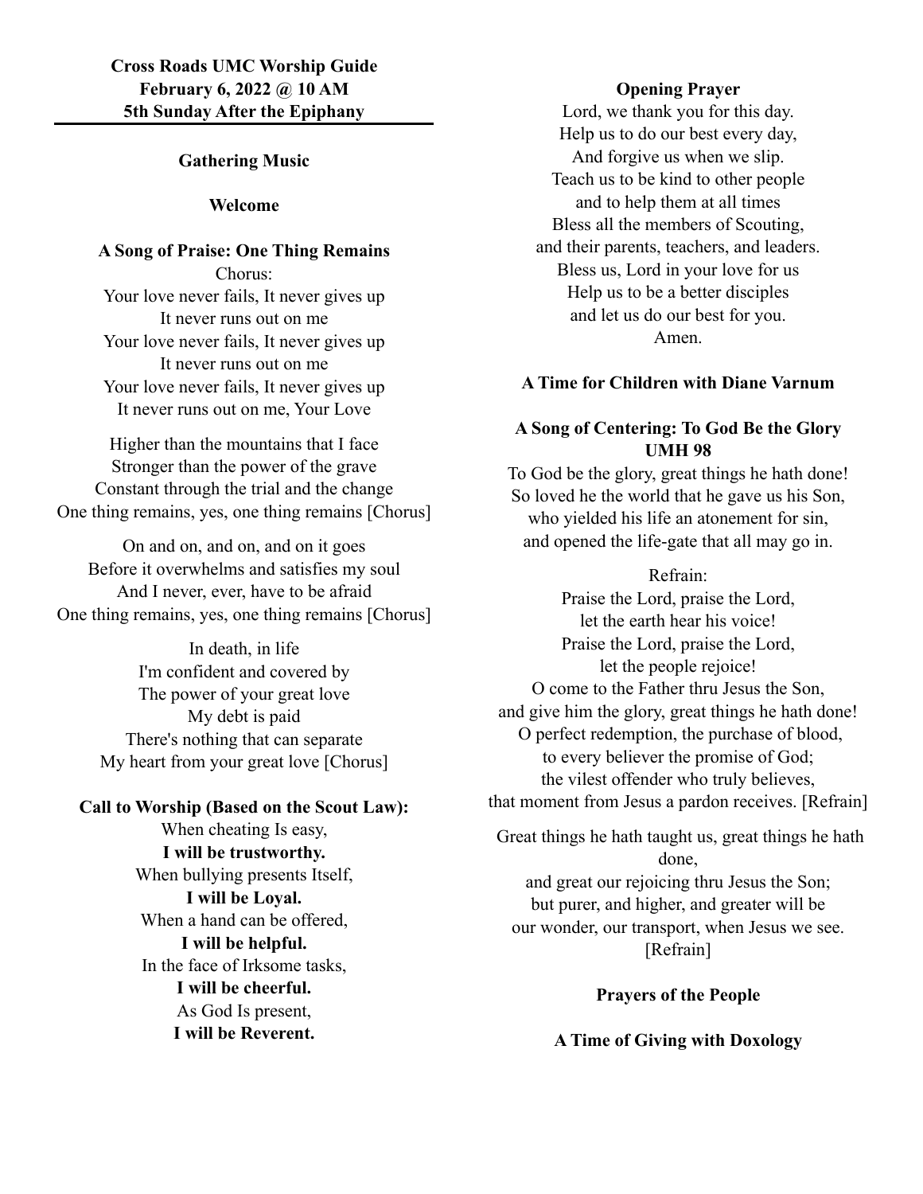**Cross Roads UMC Worship Guide**
**February 6, 2022 @ 10 AM**
**5th Sunday After the Epiphany**

---

**Gathering Music**

**Welcome**

**A Song of Praise: One Thing Remains**

Chorus:
Your love never fails, It never gives up
It never runs out on me
Your love never fails, It never gives up
It never runs out on me
Your love never fails, It never gives up
It never runs out on me, Your Love

Higher than the mountains that I face
Stronger than the power of the grave
Constant through the trial and the change
One thing remains, yes, one thing remains [Chorus]

On and on, and on, and on it goes
Before it overwhelms and satisfies my soul
And I never, ever, have to be afraid
One thing remains, yes, one thing remains [Chorus]

In death, in life
I'm confident and covered by
The power of your great love
My debt is paid
There's nothing that can separate
My heart from your great love [Chorus]

**Call to Worship (Based on the Scout Law):**

When cheating Is easy,
**I will be trustworthy.**
When bullying presents Itself,
**I will be Loyal.**
When a hand can be offered,
**I will be helpful.**
In the face of Irksome tasks,
**I will be cheerful.**
As God Is present,
**I will be Reverent.**

**Opening Prayer**

Lord, we thank you for this day.
Help us to do our best every day,
And forgive us when we slip.
Teach us to be kind to other people
and to help them at all times
Bless all the members of Scouting,
and their parents, teachers, and leaders.
Bless us, Lord in your love for us
Help us to be a better disciples
and let us do our best for you.
Amen.

**A Time for Children with Diane Varnum**

**A Song of Centering: To God Be the Glory UMH 98**

To God be the glory, great things he hath done!
So loved he the world that he gave us his Son,
who yielded his life an atonement for sin,
and opened the life-gate that all may go in.

Refrain:
Praise the Lord, praise the Lord,
let the earth hear his voice!
Praise the Lord, praise the Lord,
let the people rejoice!
O come to the Father thru Jesus the Son,
and give him the glory, great things he hath done!
O perfect redemption, the purchase of blood,
to every believer the promise of God;
the vilest offender who truly believes,
that moment from Jesus a pardon receives. [Refrain]

Great things he hath taught us, great things he hath done,
and great our rejoicing thru Jesus the Son;
but purer, and higher, and greater will be
our wonder, our transport, when Jesus we see. [Refrain]

**Prayers of the People**

**A Time of Giving with Doxology**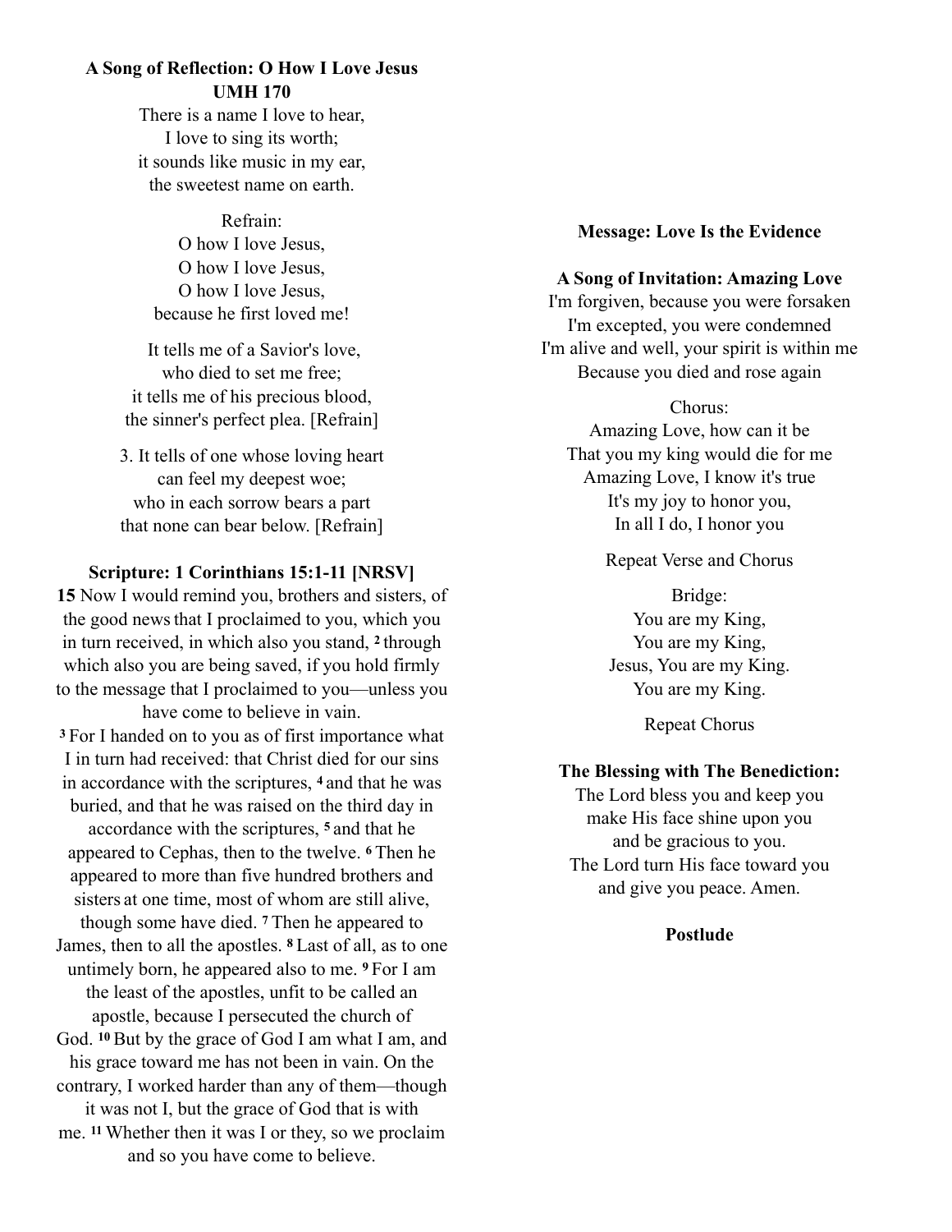**A Song of Reflection: O How I Love Jesus**
**UMH 170**

There is a name I love to hear,
I love to sing its worth;
it sounds like music in my ear,
the sweetest name on earth.

Refrain:
O how I love Jesus,
O how I love Jesus,
O how I love Jesus,
because he first loved me!

It tells me of a Savior's love,
who died to set me free;
it tells me of his precious blood,
the sinner's perfect plea. [Refrain]

3. It tells of one whose loving heart
can feel my deepest woe;
who in each sorrow bears a part
that none can bear below. [Refrain]

**Scripture: 1 Corinthians 15:1-11 [NRSV]**

**15** Now I would remind you, brothers and sisters, of the good news that I proclaimed to you, which you in turn received, in which also you stand, **2** through which also you are being saved, if you hold firmly to the message that I proclaimed to you—unless you have come to believe in vain.
**3** For I handed on to you as of first importance what I in turn had received: that Christ died for our sins in accordance with the scriptures, **4** and that he was buried, and that he was raised on the third day in accordance with the scriptures, **5** and that he appeared to Cephas, then to the twelve. **6** Then he appeared to more than five hundred brothers and sisters at one time, most of whom are still alive, though some have died. **7** Then he appeared to James, then to all the apostles. **8** Last of all, as to one untimely born, he appeared also to me. **9** For I am the least of the apostles, unfit to be called an apostle, because I persecuted the church of God. **10** But by the grace of God I am what I am, and his grace toward me has not been in vain. On the contrary, I worked harder than any of them—though it was not I, but the grace of God that is with me. **11** Whether then it was I or they, so we proclaim and so you have come to believe.

**Message: Love Is the Evidence**

**A Song of Invitation: Amazing Love**

I'm forgiven, because you were forsaken
I'm excepted, you were condemned
I'm alive and well, your spirit is within me
Because you died and rose again

Chorus:
Amazing Love, how can it be
That you my king would die for me
Amazing Love, I know it's true
It's my joy to honor you,
In all I do, I honor you

Repeat Verse and Chorus

Bridge:
You are my King,
You are my King,
Jesus, You are my King.
You are my King.

Repeat Chorus

**The Blessing with The Benediction:**

The Lord bless you and keep you
make His face shine upon you
and be gracious to you.
The Lord turn His face toward you
and give you peace. Amen.

**Postlude**